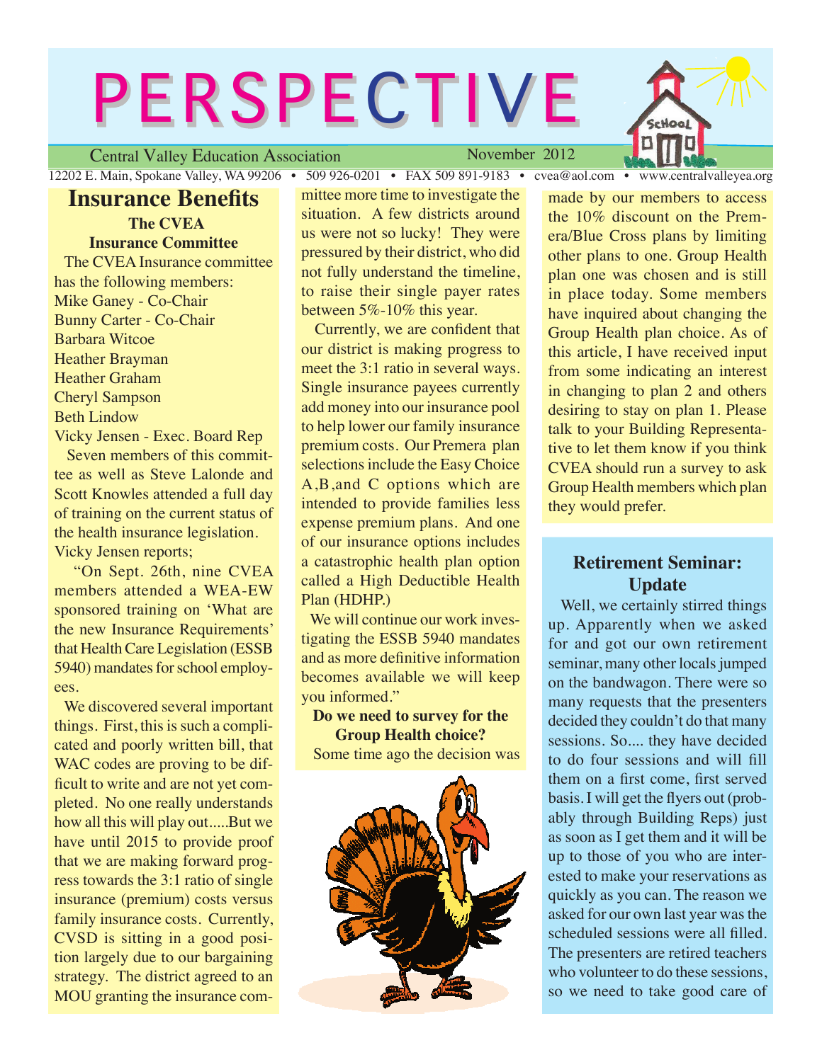# PERSPECTIVE

Central Valley Education Association — November 2012

12202 E. Main, Spokane Valley, WA 99206 • 509 926-0201 • FAX 509 891-9183 • cvea@aol.com • www.centralvalleyea.org

## Insurance Benefits

### The CVEA Insurance Committee

The CVEA Insurance committee has the following members:

Mike Ganey - Co-Chair
Bunny Carter - Co-Chair
Barbara Witcoe
Heather Brayman
Heather Graham
Cheryl Sampson
Beth Lindow
Vicky Jensen - Exec. Board Rep

Seven members of this committee as well as Steve Lalonde and Scott Knowles attended a full day of training on the current status of the health insurance legislation. Vicky Jensen reports;

"On Sept. 26th, nine CVEA members attended a WEA-EW sponsored training on 'What are the new Insurance Requirements' that Health Care Legislation (ESSB 5940) mandates for school employees.

We discovered several important things. First, this is such a complicated and poorly written bill, that WAC codes are proving to be difficult to write and are not yet completed. No one really understands how all this will play out.....But we have until 2015 to provide proof that we are making forward progress towards the 3:1 ratio of single insurance (premium) costs versus family insurance costs. Currently, CVSD is sitting in a good position largely due to our bargaining strategy. The district agreed to an MOU granting the insurance committee more time to investigate the situation. A few districts around us were not so lucky! They were pressured by their district, who did not fully understand the timeline, to raise their single payer rates between 5%-10% this year.

Currently, we are confident that our district is making progress to meet the 3:1 ratio in several ways. Single insurance payees currently add money into our insurance pool to help lower our family insurance premium costs. Our Premera plan selections include the Easy Choice A,B,and C options which are intended to provide families less expense premium plans. And one of our insurance options includes a catastrophic health plan option called a High Deductible Health Plan (HDHP.)

We will continue our work investigating the ESSB 5940 mandates and as more definitive information becomes available we will keep you informed."

**Do we need to survey for the Group Health choice?**

Some time ago the decision was made by our members to access the 10% discount on the Premera/Blue Cross plans by limiting other plans to one. Group Health plan one was chosen and is still in place today. Some members have inquired about changing the Group Health plan choice. As of this article, I have received input from some indicating an interest in changing to plan 2 and others desiring to stay on plan 1. Please talk to your Building Representative to let them know if you think CVEA should run a survey to ask Group Health members which plan they would prefer.

## Retirement Seminar: Update

Well, we certainly stirred things up. Apparently when we asked for and got our own retirement seminar, many other locals jumped on the bandwagon. There were so many requests that the presenters decided they couldn't do that many sessions. So.... they have decided to do four sessions and will fill them on a first come, first served basis. I will get the flyers out (probably through Building Reps) just as soon as I get them and it will be up to those of you who are interested to make your reservations as quickly as you can. The reason we asked for our own last year was the scheduled sessions were all filled. The presenters are retired teachers who volunteer to do these sessions, so we need to take good care of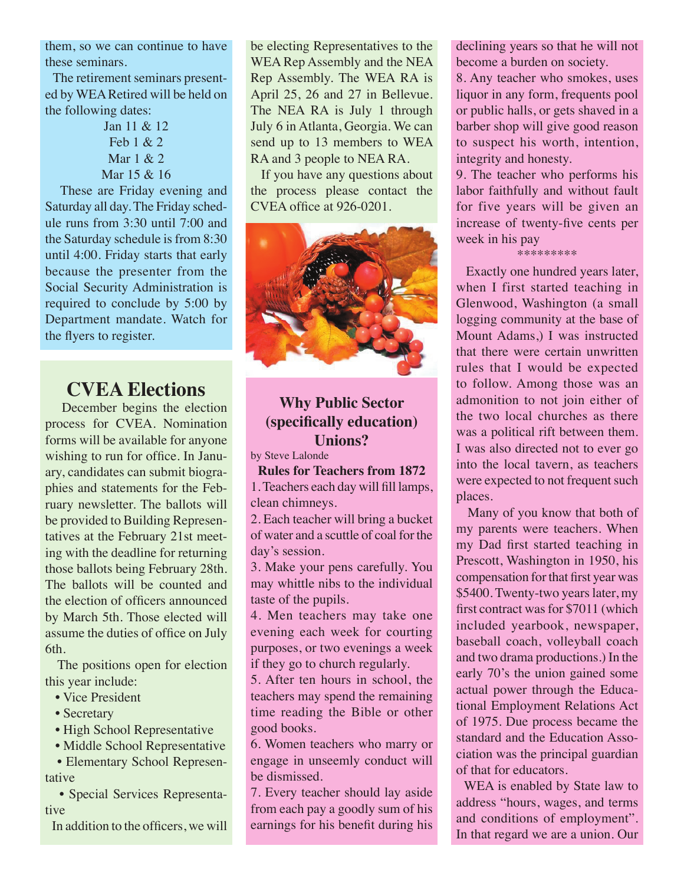them, so we can continue to have these seminars.

The retirement seminars presented by WEA Retired will be held on the following dates:

Jan 11 & 12
Feb 1 & 2
Mar 1 & 2
Mar 15 & 16

These are Friday evening and Saturday all day. The Friday schedule runs from 3:30 until 7:00 and the Saturday schedule is from 8:30 until 4:00. Friday starts that early because the presenter from the Social Security Administration is required to conclude by 5:00 by Department mandate. Watch for the flyers to register.

## CVEA Elections

December begins the election process for CVEA. Nomination forms will be available for anyone wishing to run for office. In January, candidates can submit biographies and statements for the February newsletter. The ballots will be provided to Building Representatives at the February 21st meeting with the deadline for returning those ballots being February 28th. The ballots will be counted and the election of officers announced by March 5th. Those elected will assume the duties of office on July 6th.

The positions open for election this year include:

- Vice President
- Secretary
- High School Representative
- Middle School Representative
- Elementary School Representative
- Special Services Representative

In addition to the officers, we will be electing Representatives to the WEA Rep Assembly and the NEA Rep Assembly. The WEA RA is April 25, 26 and 27 in Bellevue. The NEA RA is July 1 through July 6 in Atlanta, Georgia. We can send up to 13 members to WEA RA and 3 people to NEA RA.

If you have any questions about the process please contact the CVEA office at 926-0201.

## Why Public Sector (specifically education) Unions?

by Steve Lalonde

**Rules for Teachers from 1872**

1. Teachers each day will fill lamps, clean chimneys.
2. Each teacher will bring a bucket of water and a scuttle of coal for the day's session.
3. Make your pens carefully. You may whittle nibs to the individual taste of the pupils.
4. Men teachers may take one evening each week for courting purposes, or two evenings a week if they go to church regularly.
5. After ten hours in school, the teachers may spend the remaining time reading the Bible or other good books.
6. Women teachers who marry or engage in unseemly conduct will be dismissed.
7. Every teacher should lay aside from each pay a goodly sum of his earnings for his benefit during his declining years so that he will not become a burden on society.
8. Any teacher who smokes, uses liquor in any form, frequents pool or public halls, or gets shaved in a barber shop will give good reason to suspect his worth, intention, integrity and honesty.
9. The teacher who performs his labor faithfully and without fault for five years will be given an increase of twenty-five cents per week in his pay

*********

Exactly one hundred years later, when I first started teaching in Glenwood, Washington (a small logging community at the base of Mount Adams,) I was instructed that there were certain unwritten rules that I would be expected to follow. Among those was an admonition to not join either of the two local churches as there was a political rift between them. I was also directed not to ever go into the local tavern, as teachers were expected to not frequent such places.

Many of you know that both of my parents were teachers. When my Dad first started teaching in Prescott, Washington in 1950, his compensation for that first year was $5400. Twenty-two years later, my first contract was for $7011 (which included yearbook, newspaper, baseball coach, volleyball coach and two drama productions.) In the early 70's the union gained some actual power through the Educational Employment Relations Act of 1975. Due process became the standard and the Education Association was the principal guardian of that for educators.

WEA is enabled by State law to address "hours, wages, and terms and conditions of employment". In that regard we are a union. Our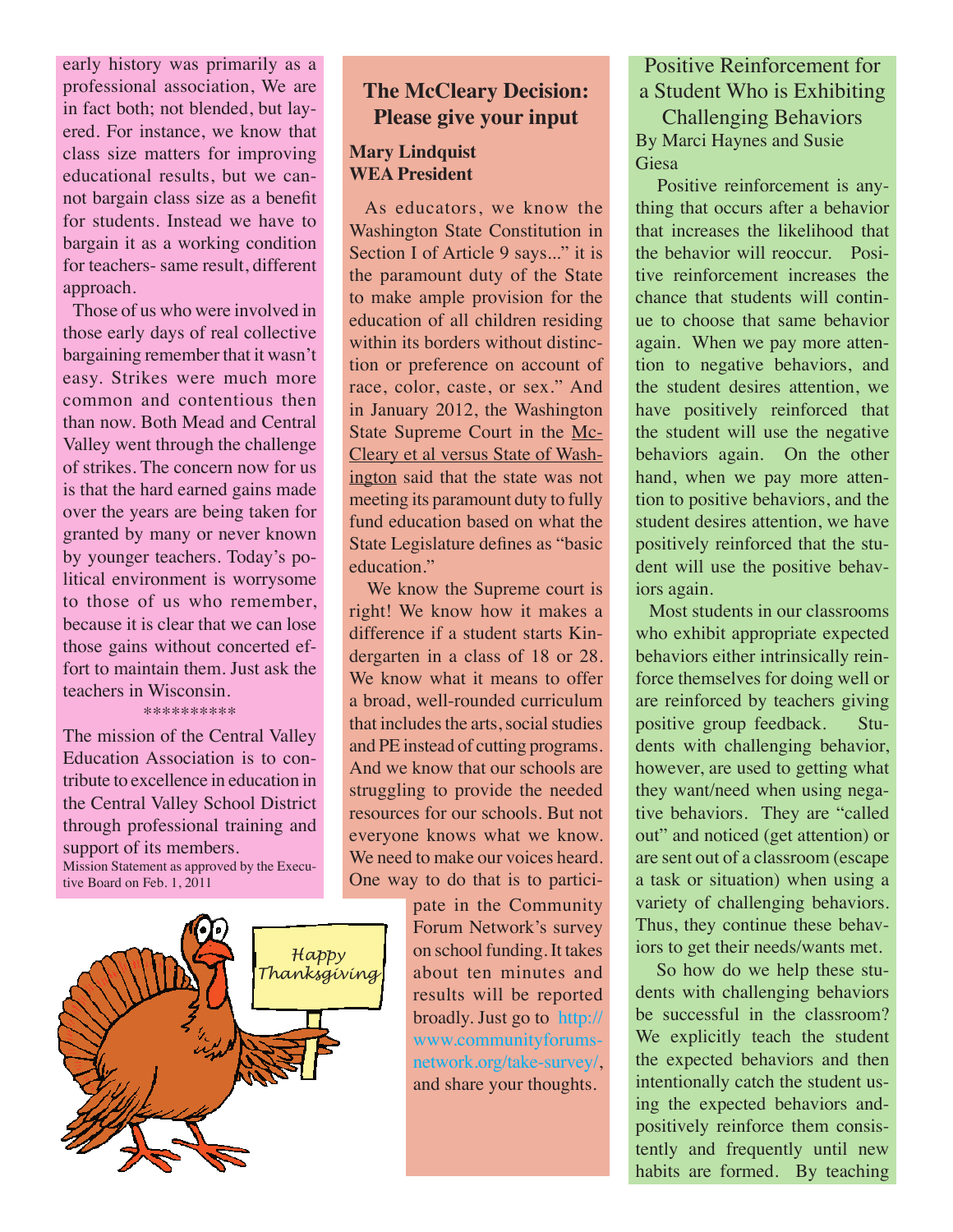early history was primarily as a professional association, We are in fact both; not blended, but layered. For instance, we know that class size matters for improving educational results, but we cannot bargain class size as a benefit for students. Instead we have to bargain it as a working condition for teachers- same result, different approach.

Those of us who were involved in those early days of real collective bargaining remember that it wasn't easy. Strikes were much more common and contentious then than now. Both Mead and Central Valley went through the challenge of strikes. The concern now for us is that the hard earned gains made over the years are being taken for granted by many or never known by younger teachers. Today's political environment is worrysome to those of us who remember, because it is clear that we can lose those gains without concerted effort to maintain them. Just ask the teachers in Wisconsin.

**********

The mission of the Central Valley Education Association is to contribute to excellence in education in the Central Valley School District through professional training and support of its members.

Mission Statement as approved by the Executive Board on Feb. 1, 2011

## The McCleary Decision: Please give your input

**Mary Lindquist**
**WEA President**

As educators, we know the Washington State Constitution in Section I of Article 9 says..." it is the paramount duty of the State to make ample provision for the education of all children residing within its borders without distinction or preference on account of race, color, caste, or sex." And in January 2012, the Washington State Supreme Court in the McCleary et al versus State of Washington said that the state was not meeting its paramount duty to fully fund education based on what the State Legislature defines as "basic education."

We know the Supreme court is right! We know how it makes a difference if a student starts Kindergarten in a class of 18 or 28. We know what it means to offer a broad, well-rounded curriculum that includes the arts, social studies and PE instead of cutting programs. And we know that our schools are struggling to provide the needed resources for our schools. But not everyone knows what we know. We need to make our voices heard. One way to do that is to participate in the Community Forum Network's survey on school funding. It takes about ten minutes and results will be reported broadly. Just go to http://www.communityforumsnetwork.org/take-survey/, and share your thoughts.

Happy Thanksgiving

## Positive Reinforcement for a Student Who is Exhibiting Challenging Behaviors

By Marci Haynes and Susie Giesa

Positive reinforcement is anything that occurs after a behavior that increases the likelihood that the behavior will reoccur. Positive reinforcement increases the chance that students will continue to choose that same behavior again. When we pay more attention to negative behaviors, and the student desires attention, we have positively reinforced that the student will use the negative behaviors again. On the other hand, when we pay more attention to positive behaviors, and the student desires attention, we have positively reinforced that the student will use the positive behaviors again.

Most students in our classrooms who exhibit appropriate expected behaviors either intrinsically reinforce themselves for doing well or are reinforced by teachers giving positive group feedback. Students with challenging behavior, however, are used to getting what they want/need when using negative behaviors. They are "called out" and noticed (get attention) or are sent out of a classroom (escape a task or situation) when using a variety of challenging behaviors. Thus, they continue these behaviors to get their needs/wants met.

So how do we help these students with challenging behaviors be successful in the classroom? We explicitly teach the student the expected behaviors and then intentionally catch the student using the expected behaviors and positively reinforce them consistently and frequently until new habits are formed. By teaching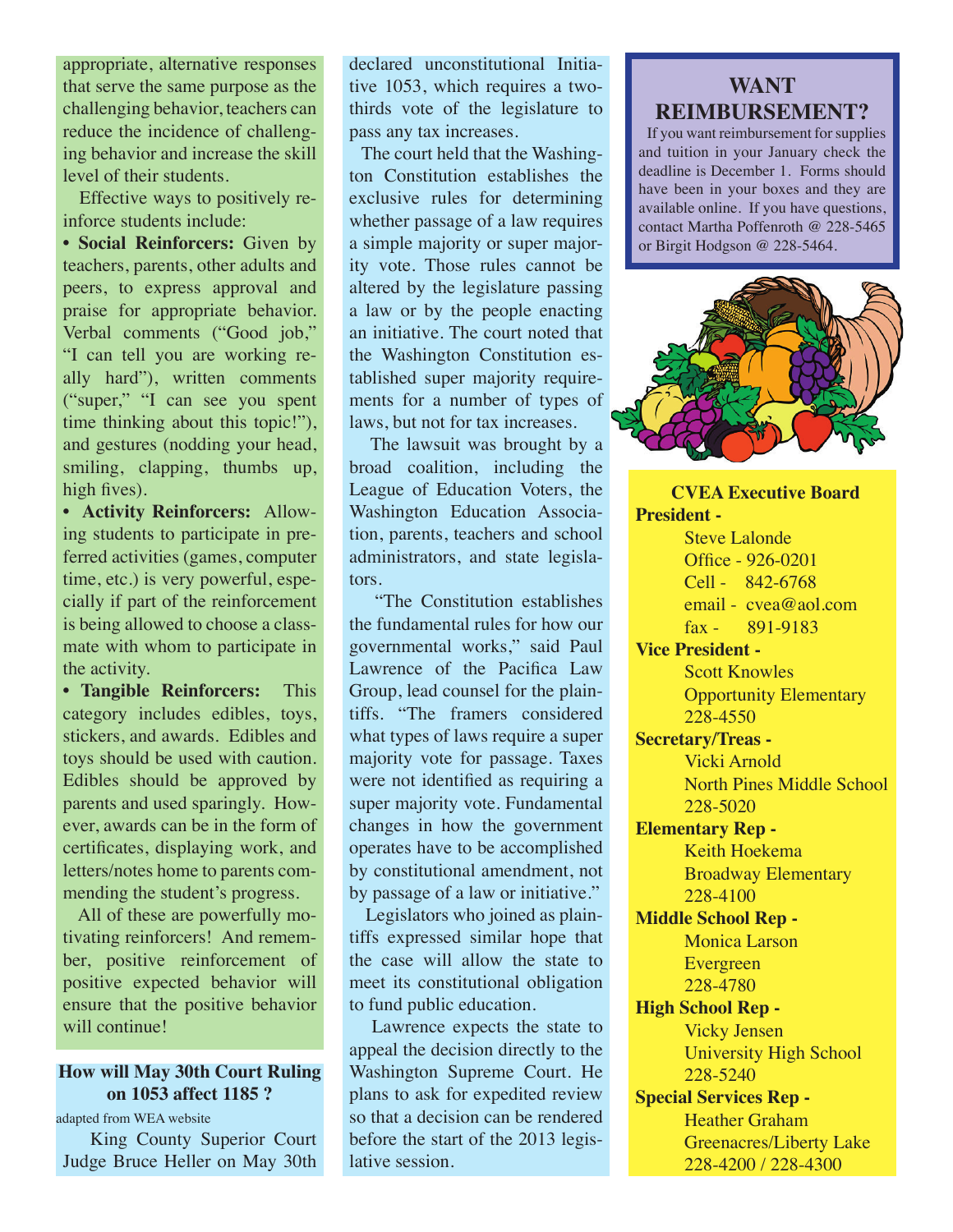appropriate, alternative responses that serve the same purpose as the challenging behavior, teachers can reduce the incidence of challenging behavior and increase the skill level of their students.

Effective ways to positively reinforce students include:

- **Social Reinforcers:** Given by teachers, parents, other adults and peers, to express approval and praise for appropriate behavior. Verbal comments ("Good job," "I can tell you are working really hard"), written comments ("super," "I can see you spent time thinking about this topic!"), and gestures (nodding your head, smiling, clapping, thumbs up, high fives).
- **Activity Reinforcers:** Allowing students to participate in preferred activities (games, computer time, etc.) is very powerful, especially if part of the reinforcement is being allowed to choose a classmate with whom to participate in the activity.
- **Tangible Reinforcers:** This category includes edibles, toys, stickers, and awards. Edibles and toys should be used with caution. Edibles should be approved by parents and used sparingly. However, awards can be in the form of certificates, displaying work, and letters/notes home to parents commending the student's progress.

All of these are powerfully motivating reinforcers! And remember, positive reinforcement of positive expected behavior will ensure that the positive behavior will continue!

## How will May 30th Court Ruling on 1053 affect 1185 ?

adapted from WEA website

King County Superior Court Judge Bruce Heller on May 30th declared unconstitutional Initiative 1053, which requires a two-thirds vote of the legislature to pass any tax increases.

The court held that the Washington Constitution establishes the exclusive rules for determining whether passage of a law requires a simple majority or super majority vote. Those rules cannot be altered by the legislature passing a law or by the people enacting an initiative. The court noted that the Washington Constitution established super majority requirements for a number of types of laws, but not for tax increases.

The lawsuit was brought by a broad coalition, including the League of Education Voters, the Washington Education Association, parents, teachers and school administrators, and state legislators.

"The Constitution establishes the fundamental rules for how our governmental works," said Paul Lawrence of the Pacifica Law Group, lead counsel for the plaintiffs. "The framers considered what types of laws require a super majority vote for passage. Taxes were not identified as requiring a super majority vote. Fundamental changes in how the government operates have to be accomplished by constitutional amendment, not by passage of a law or initiative."

Legislators who joined as plaintiffs expressed similar hope that the case will allow the state to meet its constitutional obligation to fund public education.

Lawrence expects the state to appeal the decision directly to the Washington Supreme Court. He plans to ask for expedited review so that a decision can be rendered before the start of the 2013 legislative session.

## WANT REIMBURSEMENT?

If you want reimbursement for supplies and tuition in your January check the deadline is December 1. Forms should have been in your boxes and they are available online. If you have questions, contact Martha Poffenroth @ 228-5465 or Birgit Hodgson @ 228-5464.

## CVEA Executive Board

**President -**
Steve Lalonde
Office - 926-0201
Cell - 842-6768
email - cvea@aol.com
fax - 891-9183

**Vice President -**
Scott Knowles
Opportunity Elementary
228-4550

**Secretary/Treas -**
Vicki Arnold
North Pines Middle School
228-5020

**Elementary Rep -**
Keith Hoekema
Broadway Elementary
228-4100

**Middle School Rep -**
Monica Larson
Evergreen
228-4780

**High School Rep -**
Vicky Jensen
University High School
228-5240

**Special Services Rep -**
Heather Graham
Greenacres/Liberty Lake
228-4200 / 228-4300